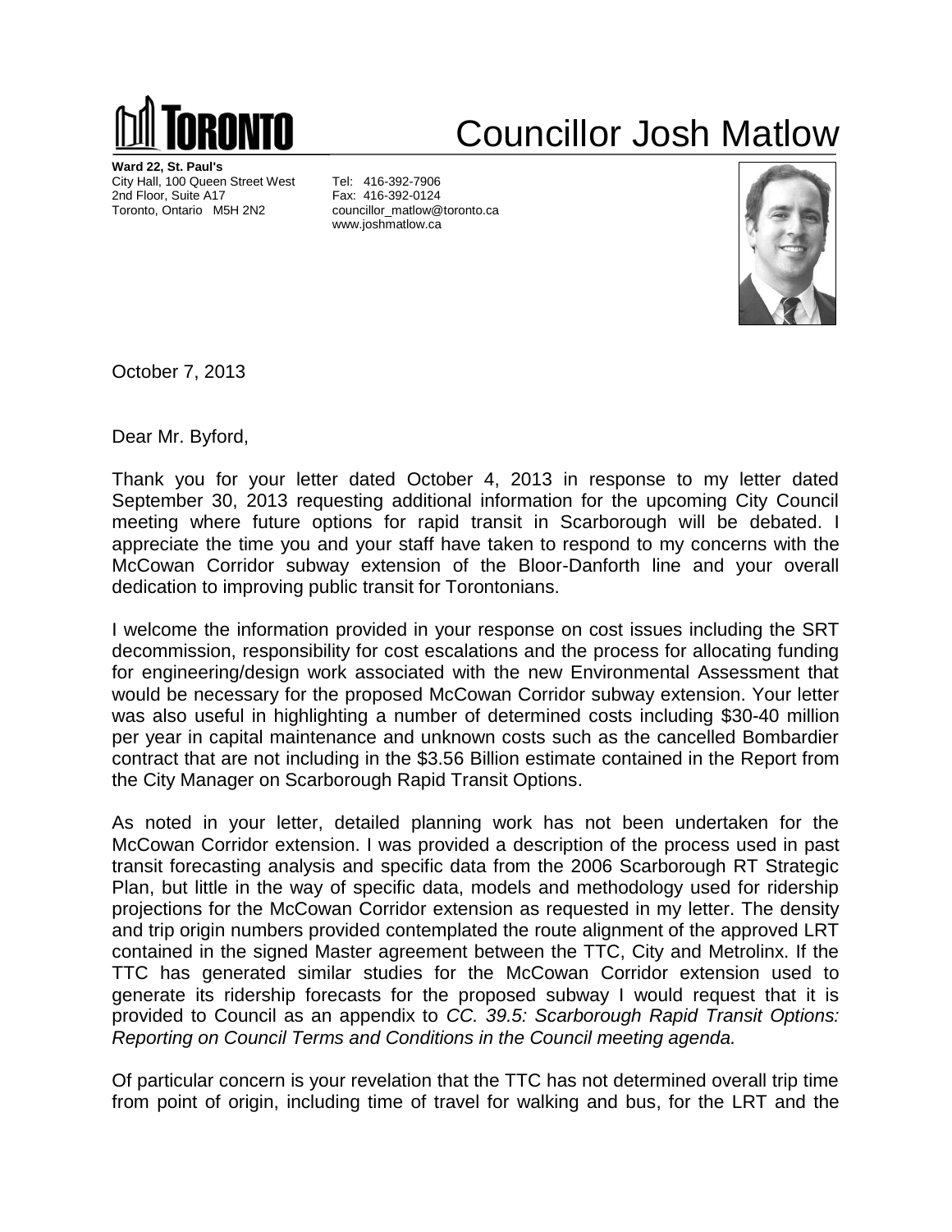# Councillor Josh Matlow

**Ward 22, St. Paul's**
City Hall, 100 Queen Street West
2nd Floor, Suite A17
Toronto, Ontario M5H 2N2

Tel: 416-392-7906
Fax: 416-392-0124
councillor_matlow@toronto.ca
www.joshmatlow.ca

October 7, 2013

Dear Mr. Byford,

Thank you for your letter dated October 4, 2013 in response to my letter dated September 30, 2013 requesting additional information for the upcoming City Council meeting where future options for rapid transit in Scarborough will be debated. I appreciate the time you and your staff have taken to respond to my concerns with the McCowan Corridor subway extension of the Bloor-Danforth line and your overall dedication to improving public transit for Torontonians.

I welcome the information provided in your response on cost issues including the SRT decommission, responsibility for cost escalations and the process for allocating funding for engineering/design work associated with the new Environmental Assessment that would be necessary for the proposed McCowan Corridor subway extension. Your letter was also useful in highlighting a number of determined costs including $30-40 million per year in capital maintenance and unknown costs such as the cancelled Bombardier contract that are not including in the $3.56 Billion estimate contained in the Report from the City Manager on Scarborough Rapid Transit Options.

As noted in your letter, detailed planning work has not been undertaken for the McCowan Corridor extension. I was provided a description of the process used in past transit forecasting analysis and specific data from the 2006 Scarborough RT Strategic Plan, but little in the way of specific data, models and methodology used for ridership projections for the McCowan Corridor extension as requested in my letter. The density and trip origin numbers provided contemplated the route alignment of the approved LRT contained in the signed Master agreement between the TTC, City and Metrolinx. If the TTC has generated similar studies for the McCowan Corridor extension used to generate its ridership forecasts for the proposed subway I would request that it is provided to Council as an appendix to *CC. 39.5: Scarborough Rapid Transit Options: Reporting on Council Terms and Conditions in the Council meeting agenda.*

Of particular concern is your revelation that the TTC has not determined overall trip time from point of origin, including time of travel for walking and bus, for the LRT and the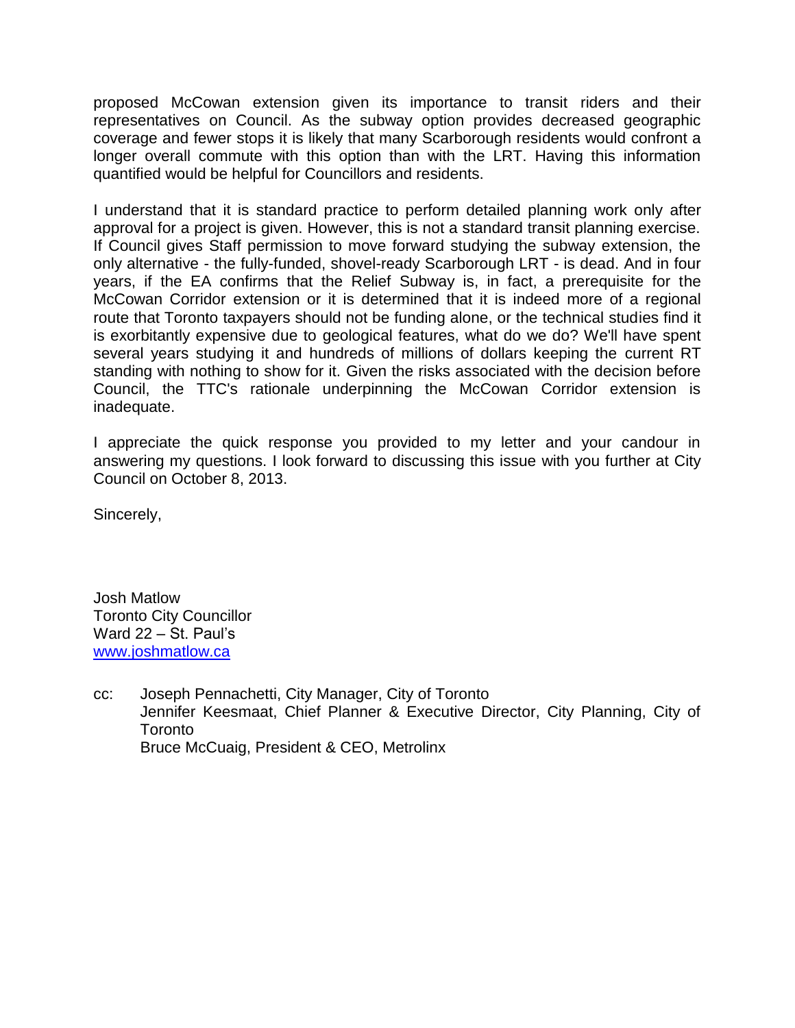proposed McCowan extension given its importance to transit riders and their representatives on Council. As the subway option provides decreased geographic coverage and fewer stops it is likely that many Scarborough residents would confront a longer overall commute with this option than with the LRT. Having this information quantified would be helpful for Councillors and residents.

I understand that it is standard practice to perform detailed planning work only after approval for a project is given. However, this is not a standard transit planning exercise. If Council gives Staff permission to move forward studying the subway extension, the only alternative - the fully-funded, shovel-ready Scarborough LRT - is dead. And in four years, if the EA confirms that the Relief Subway is, in fact, a prerequisite for the McCowan Corridor extension or it is determined that it is indeed more of a regional route that Toronto taxpayers should not be funding alone, or the technical studies find it is exorbitantly expensive due to geological features, what do we do? We'll have spent several years studying it and hundreds of millions of dollars keeping the current RT standing with nothing to show for it. Given the risks associated with the decision before Council, the TTC's rationale underpinning the McCowan Corridor extension is inadequate.

I appreciate the quick response you provided to my letter and your candour in answering my questions. I look forward to discussing this issue with you further at City Council on October 8, 2013.

Sincerely,

Josh Matlow
Toronto City Councillor
Ward 22 – St. Paul's
www.joshmatlow.ca

cc: Joseph Pennachetti, City Manager, City of Toronto
Jennifer Keesmaat, Chief Planner & Executive Director, City Planning, City of Toronto
Bruce McCuaig, President & CEO, Metrolinx